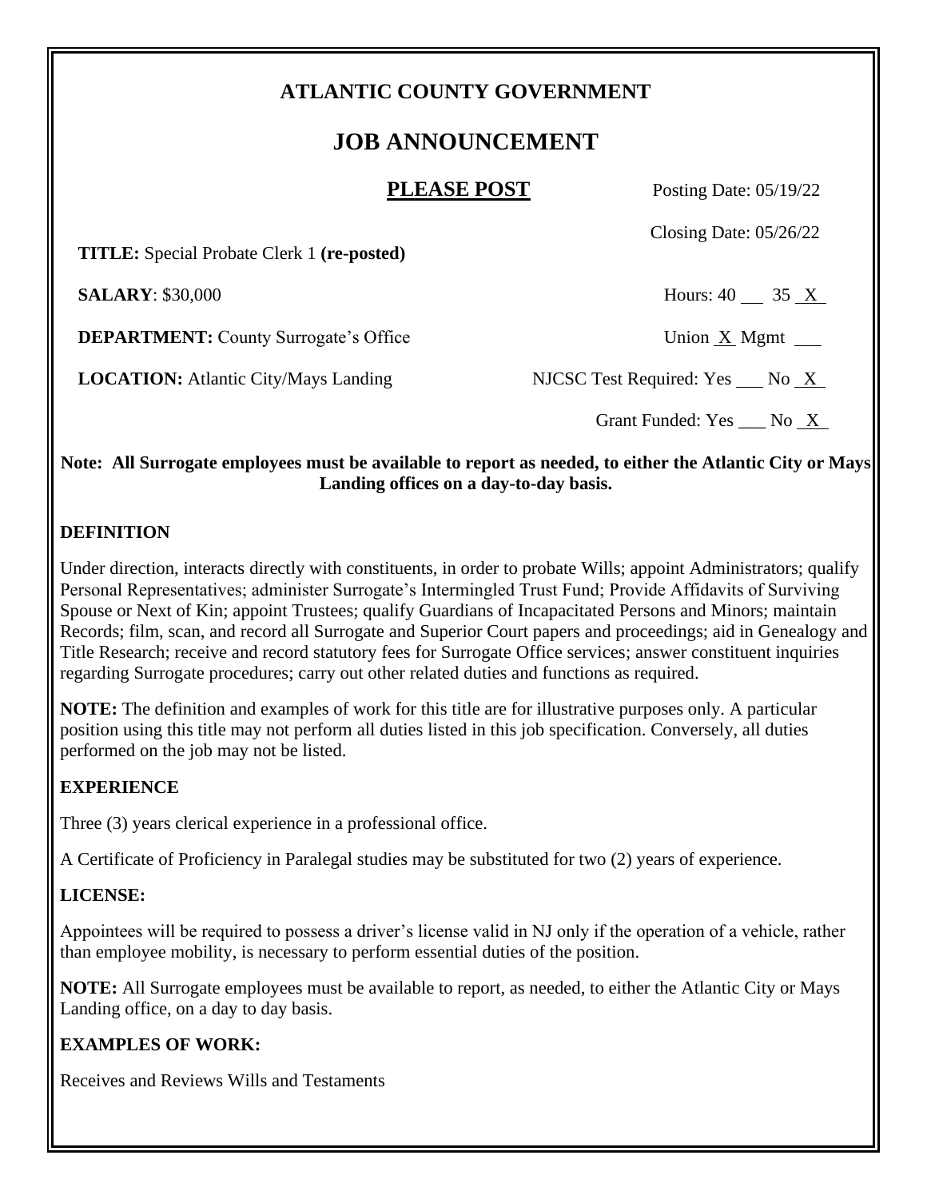# ATLANTIC COUNTY GOVERNMENT

## JOB ANNOUNCEMENT

**PLEASE POST**

Posting Date: 05/19/22

Closing Date: 05/26/22

**TITLE:** Special Probate Clerk 1 **(re-posted)**

**SALARY**: $30,000

Hours: 40 ___ 35 _X_

**DEPARTMENT:** County Surrogate's Office

Union _X_ Mgmt ___

**LOCATION:** Atlantic City/Mays Landing

NJCSC Test Required: Yes ___ No _X_

Grant Funded: Yes ___ No _X_

**Note: All Surrogate employees must be available to report as needed, to either the Atlantic City or Mays Landing offices on a day-to-day basis.**

### DEFINITION

Under direction, interacts directly with constituents, in order to probate Wills; appoint Administrators; qualify Personal Representatives; administer Surrogate's Intermingled Trust Fund; Provide Affidavits of Surviving Spouse or Next of Kin; appoint Trustees; qualify Guardians of Incapacitated Persons and Minors; maintain Records; film, scan, and record all Surrogate and Superior Court papers and proceedings; aid in Genealogy and Title Research; receive and record statutory fees for Surrogate Office services; answer constituent inquiries regarding Surrogate procedures; carry out other related duties and functions as required.

**NOTE:** The definition and examples of work for this title are for illustrative purposes only. A particular position using this title may not perform all duties listed in this job specification. Conversely, all duties performed on the job may not be listed.

### EXPERIENCE

Three (3) years clerical experience in a professional office.

A Certificate of Proficiency in Paralegal studies may be substituted for two (2) years of experience.

### LICENSE:

Appointees will be required to possess a driver's license valid in NJ only if the operation of a vehicle, rather than employee mobility, is necessary to perform essential duties of the position.

**NOTE:** All Surrogate employees must be available to report, as needed, to either the Atlantic City or Mays Landing office, on a day to day basis.

### EXAMPLES OF WORK:

Receives and Reviews Wills and Testaments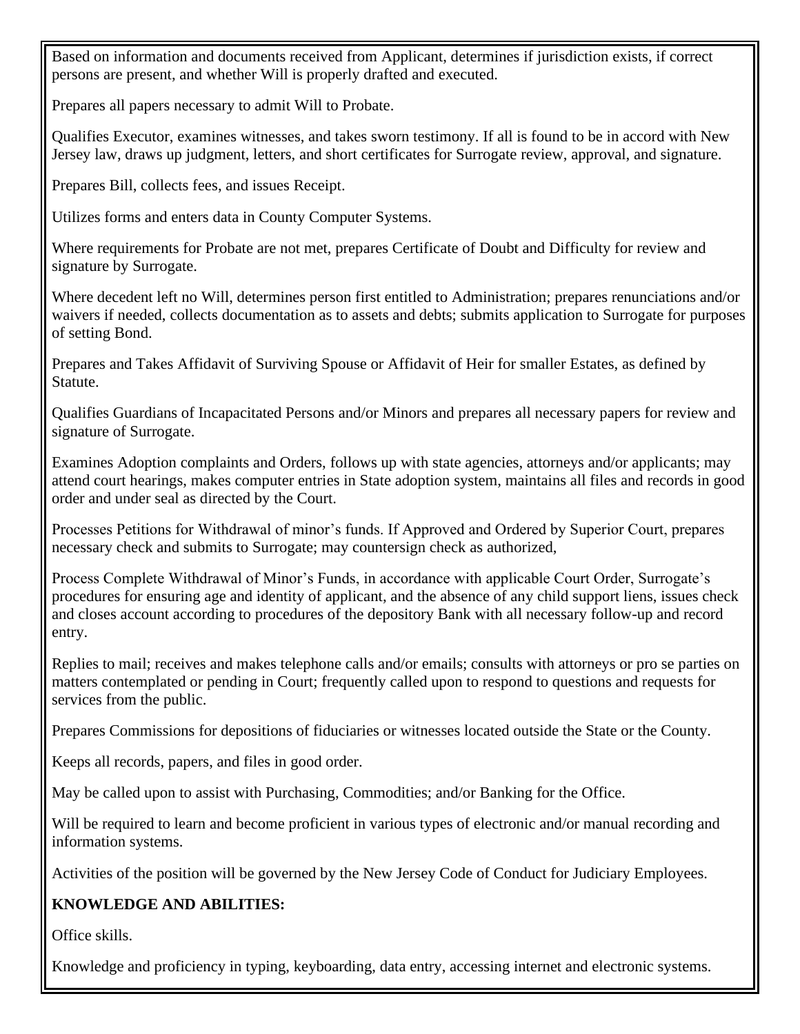Based on information and documents received from Applicant, determines if jurisdiction exists, if correct persons are present, and whether Will is properly drafted and executed.

Prepares all papers necessary to admit Will to Probate.

Qualifies Executor, examines witnesses, and takes sworn testimony. If all is found to be in accord with New Jersey law, draws up judgment, letters, and short certificates for Surrogate review, approval, and signature.

Prepares Bill, collects fees, and issues Receipt.

Utilizes forms and enters data in County Computer Systems.

Where requirements for Probate are not met, prepares Certificate of Doubt and Difficulty for review and signature by Surrogate.

Where decedent left no Will, determines person first entitled to Administration; prepares renunciations and/or waivers if needed, collects documentation as to assets and debts; submits application to Surrogate for purposes of setting Bond.

Prepares and Takes Affidavit of Surviving Spouse or Affidavit of Heir for smaller Estates, as defined by Statute.

Qualifies Guardians of Incapacitated Persons and/or Minors and prepares all necessary papers for review and signature of Surrogate.

Examines Adoption complaints and Orders, follows up with state agencies, attorneys and/or applicants; may attend court hearings, makes computer entries in State adoption system, maintains all files and records in good order and under seal as directed by the Court.

Processes Petitions for Withdrawal of minor's funds. If Approved and Ordered by Superior Court, prepares necessary check and submits to Surrogate; may countersign check as authorized,

Process Complete Withdrawal of Minor's Funds, in accordance with applicable Court Order, Surrogate's procedures for ensuring age and identity of applicant, and the absence of any child support liens, issues check and closes account according to procedures of the depository Bank with all necessary follow-up and record entry.

Replies to mail; receives and makes telephone calls and/or emails; consults with attorneys or pro se parties on matters contemplated or pending in Court; frequently called upon to respond to questions and requests for services from the public.

Prepares Commissions for depositions of fiduciaries or witnesses located outside the State or the County.

Keeps all records, papers, and files in good order.

May be called upon to assist with Purchasing, Commodities; and/or Banking for the Office.

Will be required to learn and become proficient in various types of electronic and/or manual recording and information systems.

Activities of the position will be governed by the New Jersey Code of Conduct for Judiciary Employees.

**KNOWLEDGE AND ABILITIES:**

Office skills.

Knowledge and proficiency in typing, keyboarding, data entry, accessing internet and electronic systems.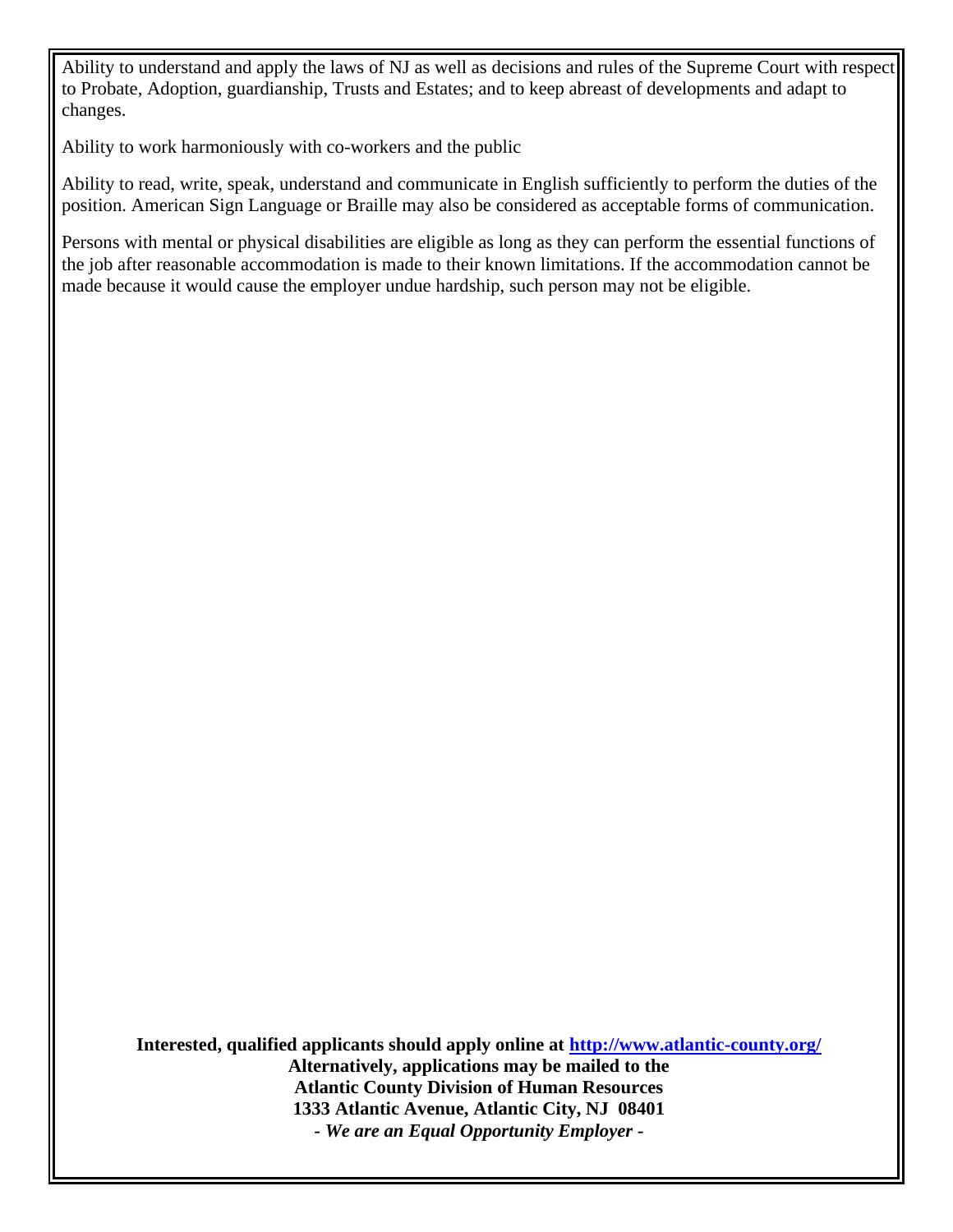Ability to understand and apply the laws of NJ as well as decisions and rules of the Supreme Court with respect to Probate, Adoption, guardianship, Trusts and Estates; and to keep abreast of developments and adapt to changes.

Ability to work harmoniously with co-workers and the public

Ability to read, write, speak, understand and communicate in English sufficiently to perform the duties of the position. American Sign Language or Braille may also be considered as acceptable forms of communication.

Persons with mental or physical disabilities are eligible as long as they can perform the essential functions of the job after reasonable accommodation is made to their known limitations. If the accommodation cannot be made because it would cause the employer undue hardship, such person may not be eligible.

**Interested, qualified applicants should apply online at [http://www.atlantic-county.org/](http://www.atlantic-county.org/)**
**Alternatively, applications may be mailed to the**
**Atlantic County Division of Human Resources**
**1333 Atlantic Avenue, Atlantic City, NJ 08401**
***- We are an Equal Opportunity Employer -***